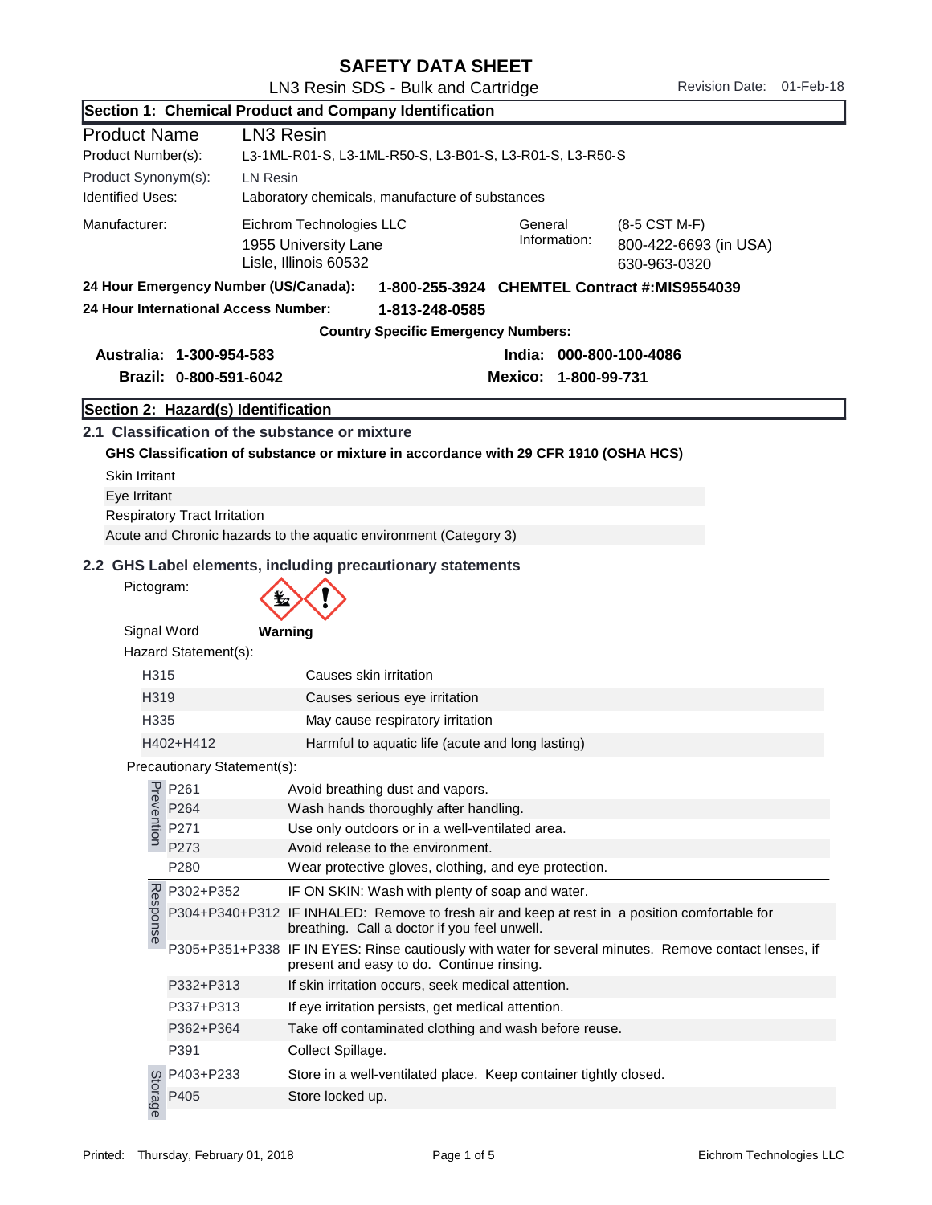# SAFETY DATA SHEET

LN3 Resin SDS - Bulk and Cartridge

Revision Date: 01-Feb-18

## Section 1: Chemical Product and Company Identification

| | |
|---|---|
| Product Name | LN3 Resin |
| Product Number(s): | L3-1ML-R01-S, L3-1ML-R50-S, L3-B01-S, L3-R01-S, L3-R50-S |
| Product Synonym(s): | LN Resin |
| Identified Uses: | Laboratory chemicals, manufacture of substances |
| Manufacturer: | Eichrom Technologies LLC<br>1955 University Lane<br>Lisle, Illinois 60532 |
| General Information: | (8-5 CST M-F)<br>800-422-6693 (in USA)<br>630-963-0320 |

**24 Hour Emergency Number (US/Canada): 1-800-255-3924 CHEMTEL Contract #:MIS9554039**

**24 Hour International Access Number: 1-813-248-0585**

**Country Specific Emergency Numbers:**

**Australia: 1-300-954-583**

**Brazil: 0-800-591-6042**

**India: 000-800-100-4086**

**Mexico: 1-800-99-731**

## Section 2: Hazard(s) Identification

### 2.1 Classification of the substance or mixture

**GHS Classification of substance or mixture in accordance with 29 CFR 1910 (OSHA HCS)**

Skin Irritant

Eye Irritant

Respiratory Tract Irritation

Acute and Chronic hazards to the aquatic environment (Category 3)

### 2.2 GHS Label elements, including precautionary statements

Pictogram:

Signal Word **Warning**

Hazard Statement(s):

| | |
|---|---|
| H315 | Causes skin irritation |
| H319 | Causes serious eye irritation |
| H335 | May cause respiratory irritation |
| H402+H412 | Harmful to aquatic life (acute and long lasting) |

Precautionary Statement(s):

| | | |
|---|---|---|
| Prevention | P261 | Avoid breathing dust and vapors. |
| | P264 | Wash hands thoroughly after handling. |
| | P271 | Use only outdoors or in a well-ventilated area. |
| | P273 | Avoid release to the environment. |
| | P280 | Wear protective gloves, clothing, and eye protection. |
| Response | P302+P352 | IF ON SKIN: Wash with plenty of soap and water. |
| | P304+P340+P312 | IF INHALED: Remove to fresh air and keep at rest in a position comfortable for breathing. Call a doctor if you feel unwell. |
| | P305+P351+P338 | IF IN EYES: Rinse cautiously with water for several minutes. Remove contact lenses, if present and easy to do. Continue rinsing. |
| | P332+P313 | If skin irritation occurs, seek medical attention. |
| | P337+P313 | If eye irritation persists, get medical attention. |
| | P362+P364 | Take off contaminated clothing and wash before reuse. |
| | P391 | Collect Spillage. |
| Storage | P403+P233 | Store in a well-ventilated place. Keep container tightly closed. |
| | P405 | Store locked up. |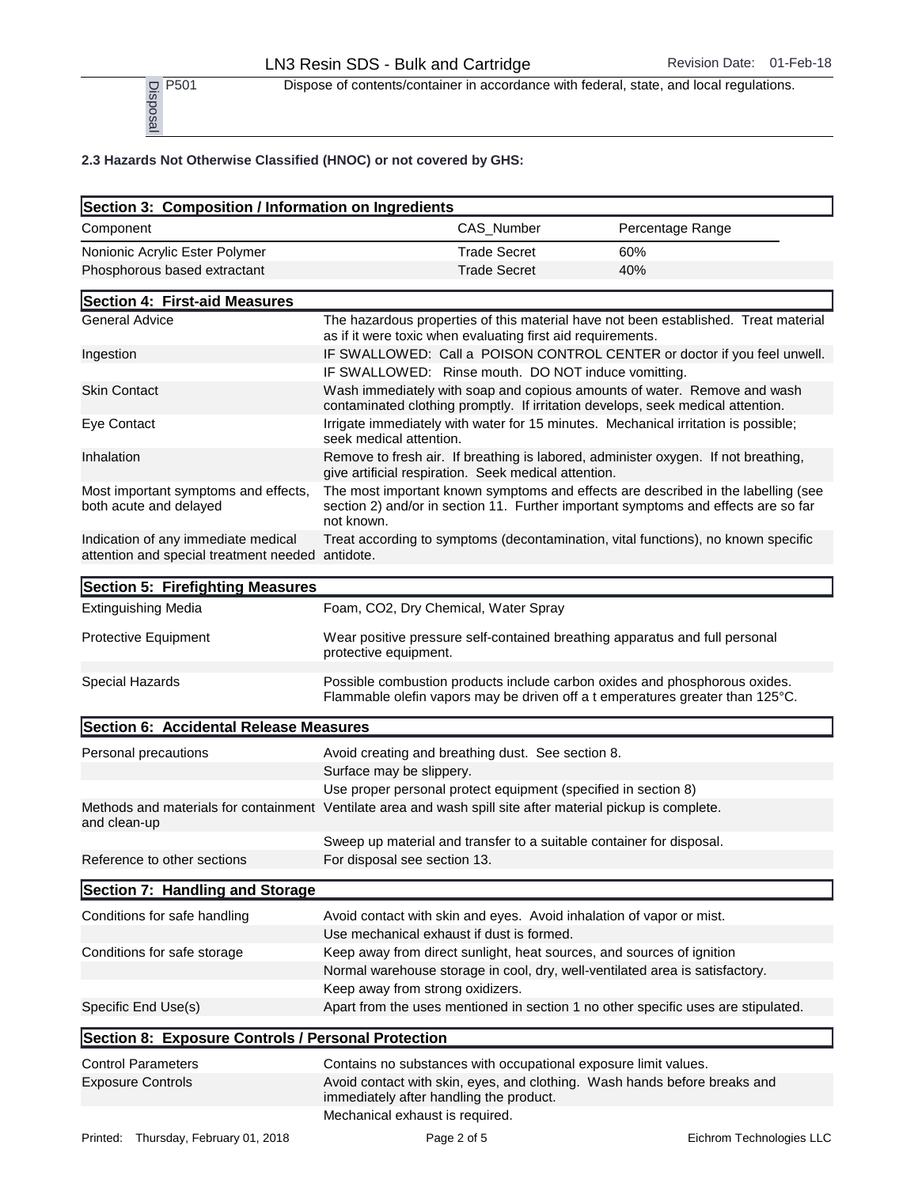| | | |
|---|---|---|
| Disposal | P501 | Dispose of contents/container in accordance with federal, state, and local regulations. |

**2.3 Hazards Not Otherwise Classified (HNOC) or not covered by GHS:**

## Section 3: Composition / Information on Ingredients

| Component | CAS_Number | Percentage Range |
|---|---|---|
| Nonionic Acrylic Ester Polymer | Trade Secret | 60% |
| Phosphorous based extractant | Trade Secret | 40% |

## Section 4: First-aid Measures

| | |
|---|---|
| General Advice | The hazardous properties of this material have not been established. Treat material as if it were toxic when evaluating first aid requirements. |
| Ingestion | IF SWALLOWED: Call a POISON CONTROL CENTER or doctor if you feel unwell. |
| | IF SWALLOWED: Rinse mouth. DO NOT induce vomitting. |
| Skin Contact | Wash immediately with soap and copious amounts of water. Remove and wash contaminated clothing promptly. If irritation develops, seek medical attention. |
| Eye Contact | Irrigate immediately with water for 15 minutes. Mechanical irritation is possible; seek medical attention. |
| Inhalation | Remove to fresh air. If breathing is labored, administer oxygen. If not breathing, give artificial respiration. Seek medical attention. |
| Most important symptoms and effects, both acute and delayed | The most important known symptoms and effects are described in the labelling (see section 2) and/or in section 11. Further important symptoms and effects are so far not known. |
| Indication of any immediate medical attention and special treatment needed | Treat according to symptoms (decontamination, vital functions), no known specific antidote. |

## Section 5: Firefighting Measures

| | |
|---|---|
| Extinguishing Media | Foam, CO2, Dry Chemical, Water Spray |
| Protective Equipment | Wear positive pressure self-contained breathing apparatus and full personal protective equipment. |
| Special Hazards | Possible combustion products include carbon oxides and phosphorous oxides. Flammable olefin vapors may be driven off a t emperatures greater than 125°C. |

## Section 6: Accidental Release Measures

| | |
|---|---|
| Personal precautions | Avoid creating and breathing dust. See section 8. |
| | Surface may be slippery. |
| | Use proper personal protect equipment (specified in section 8) |
| Methods and materials for containment and clean-up | Ventilate area and wash spill site after material pickup is complete. |
| | Sweep up material and transfer to a suitable container for disposal. |
| Reference to other sections | For disposal see section 13. |

## Section 7: Handling and Storage

| | |
|---|---|
| Conditions for safe handling | Avoid contact with skin and eyes. Avoid inhalation of vapor or mist. |
| | Use mechanical exhaust if dust is formed. |
| Conditions for safe storage | Keep away from direct sunlight, heat sources, and sources of ignition |
| | Normal warehouse storage in cool, dry, well-ventilated area is satisfactory. |
| | Keep away from strong oxidizers. |
| Specific End Use(s) | Apart from the uses mentioned in section 1 no other specific uses are stipulated. |

## Section 8: Exposure Controls / Personal Protection

| | |
|---|---|
| Control Parameters | Contains no substances with occupational exposure limit values. |
| Exposure Controls | Avoid contact with skin, eyes, and clothing. Wash hands before breaks and immediately after handling the product. |
| | Mechanical exhaust is required. |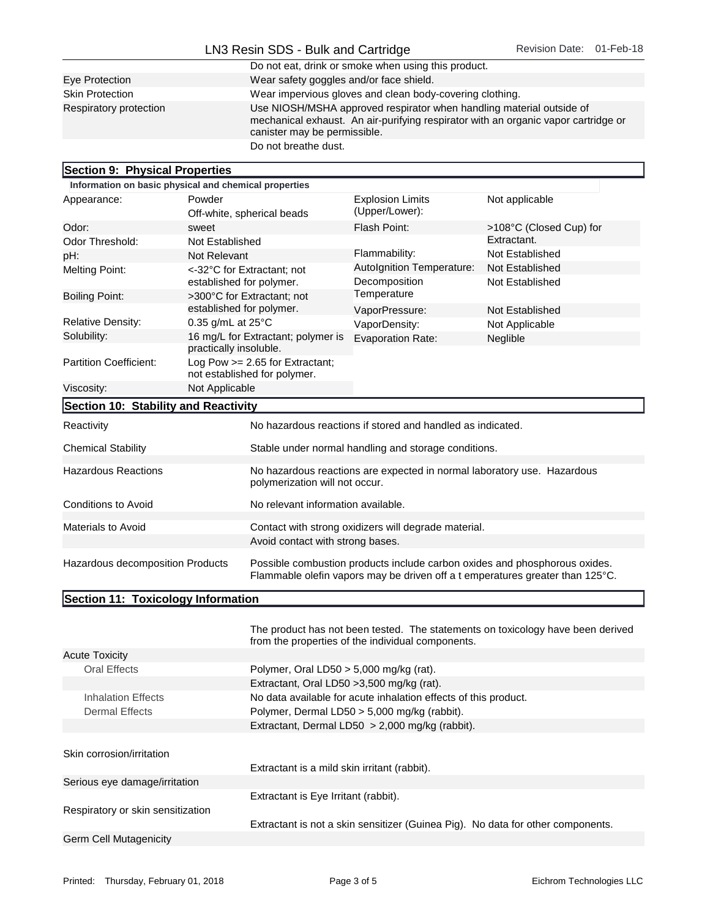| | |
|---|---|
| | Do not eat, drink or smoke when using this product. |
| Eye Protection | Wear safety goggles and/or face shield. |
| Skin Protection | Wear impervious gloves and clean body-covering clothing. |
| Respiratory protection | Use NIOSH/MSHA approved respirator when handling material outside of mechanical exhaust. An air-purifying respirator with an organic vapor cartridge or canister may be permissible. |
| | Do not breathe dust. |

## Section 9: Physical Properties

**Information on basic physical and chemical properties**

| | | | |
|---|---|---|---|
| Appearance: | Powder<br>Off-white, spherical beads | Explosion Limits (Upper/Lower): | Not applicable |
| Odor: | sweet | Flash Point: | >108°C (Closed Cup) for Extractant. |
| Odor Threshold: | Not Established | | |
| pH: | Not Relevant | Flammability: | Not Established |
| Melting Point: | <-32°C for Extractant; not established for polymer. | AutoIgnition Temperature: | Not Established |
| | | Decomposition Temperature | Not Established |
| Boiling Point: | >300°C for Extractant; not established for polymer. | VaporPressure: | Not Established |
| Relative Density: | 0.35 g/mL at 25°C | VaporDensity: | Not Applicable |
| Solubility: | 16 mg/L for Extractant; polymer is practically insoluble. | Evaporation Rate: | Neglible |
| Partition Coefficient: | Log Pow >= 2.65 for Extractant; not established for polymer. | | |
| Viscosity: | Not Applicable | | |

## Section 10: Stability and Reactivity

| | |
|---|---|
| Reactivity | No hazardous reactions if stored and handled as indicated. |
| Chemical Stability | Stable under normal handling and storage conditions. |
| Hazardous Reactions | No hazardous reactions are expected in normal laboratory use. Hazardous polymerization will not occur. |
| Conditions to Avoid | No relevant information available. |
| Materials to Avoid | Contact with strong oxidizers will degrade material. |
| | Avoid contact with strong bases. |
| Hazardous decomposition Products | Possible combustion products include carbon oxides and phosphorous oxides. Flammable olefin vapors may be driven off a t emperatures greater than 125°C. |

## Section 11: Toxicology Information

The product has not been tested. The statements on toxicology have been derived from the properties of the individual components.

| | |
|---|---|
| **Acute Toxicity** | |
| Oral Effects | Polymer, Oral LD50 > 5,000 mg/kg (rat). |
| | Extractant, Oral LD50 >3,500 mg/kg (rat). |
| Inhalation Effects | No data available for acute inhalation effects of this product. |
| Dermal Effects | Polymer, Dermal LD50 > 5,000 mg/kg (rabbit). |
| | Extractant, Dermal LD50 > 2,000 mg/kg (rabbit). |
| Skin corrosion/irritation | Extractant is a mild skin irritant (rabbit). |
| Serious eye damage/irritation | Extractant is Eye Irritant (rabbit). |
| Respiratory or skin sensitization | Extractant is not a skin sensitizer (Guinea Pig). No data for other components. |
| Germ Cell Mutagenicity | |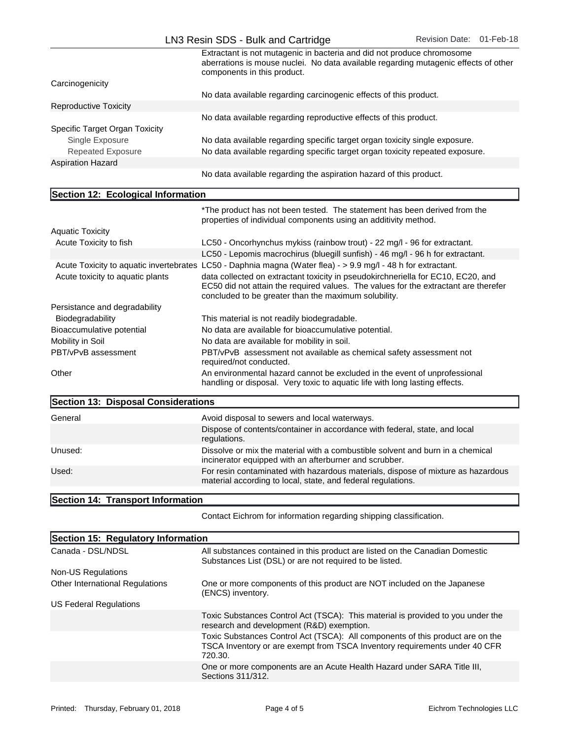| | |
|---|---|
| | Extractant is not mutagenic in bacteria and did not produce chromosome aberrations is mouse nuclei. No data available regarding mutagenic effects of other components in this product. |
| Carcinogenicity | |
| | No data available regarding carcinogenic effects of this product. |
| Reproductive Toxicity | |
| | No data available regarding reproductive effects of this product. |
| Specific Target Organ Toxicity | |
| Single Exposure | No data available regarding specific target organ toxicity single exposure. |
| Repeated Exposure | No data available regarding specific target organ toxicity repeated exposure. |
| Aspiration Hazard | |
| | No data available regarding the aspiration hazard of this product. |

## Section 12: Ecological Information

| | |
|---|---|
| | *The product has not been tested. The statement has been derived from the properties of individual components using an additivity method. |
| Aquatic Toxicity | |
| Acute Toxicity to fish | LC50 - Oncorhynchus mykiss (rainbow trout) - 22 mg/l - 96 for extractant. |
| | LC50 - Lepomis macrochirus (bluegill sunfish) - 46 mg/l - 96 h for extractant. |
| Acute Toxicity to aquatic invertebrates | LC50 - Daphnia magna (Water flea) - > 9.9 mg/l - 48 h for extractant. |
| Acute toxicity to aquatic plants | data collected on extractant toxicity in pseudokirchneriella for EC10, EC20, and EC50 did not attain the required values. The values for the extractant are therefer concluded to be greater than the maximum solubility. |
| Persistance and degradability | |
| Biodegradability | This material is not readily biodegradable. |
| Bioaccumulative potential | No data are available for bioaccumulative potential. |
| Mobility in Soil | No data are available for mobility in soil. |
| PBT/vPvB assessment | PBT/vPvB assessment not available as chemical safety assessment not required/not conducted. |
| Other | An environmental hazard cannot be excluded in the event of unprofessional handling or disposal. Very toxic to aquatic life with long lasting effects. |

## Section 13: Disposal Considerations

| | |
|---|---|
| General | Avoid disposal to sewers and local waterways. |
| | Dispose of contents/container in accordance with federal, state, and local regulations. |
| Unused: | Dissolve or mix the material with a combustible solvent and burn in a chemical incinerator equipped with an afterburner and scrubber. |
| Used: | For resin contaminated with hazardous materials, dispose of mixture as hazardous material according to local, state, and federal regulations. |

## Section 14: Transport Information

Contact Eichrom for information regarding shipping classification.

## Section 15: Regulatory Information

| | |
|---|---|
| Canada - DSL/NDSL | All substances contained in this product are listed on the Canadian Domestic Substances List (DSL) or are not required to be listed. |
| Non-US Regulations | |
| Other International Regulations | One or more components of this product are NOT included on the Japanese (ENCS) inventory. |
| US Federal Regulations | |
| | Toxic Substances Control Act (TSCA): This material is provided to you under the research and development (R&D) exemption. |
| | Toxic Substances Control Act (TSCA): All components of this product are on the TSCA Inventory or are exempt from TSCA Inventory requirements under 40 CFR 720.30. |
| | One or more components are an Acute Health Hazard under SARA Title III, Sections 311/312. |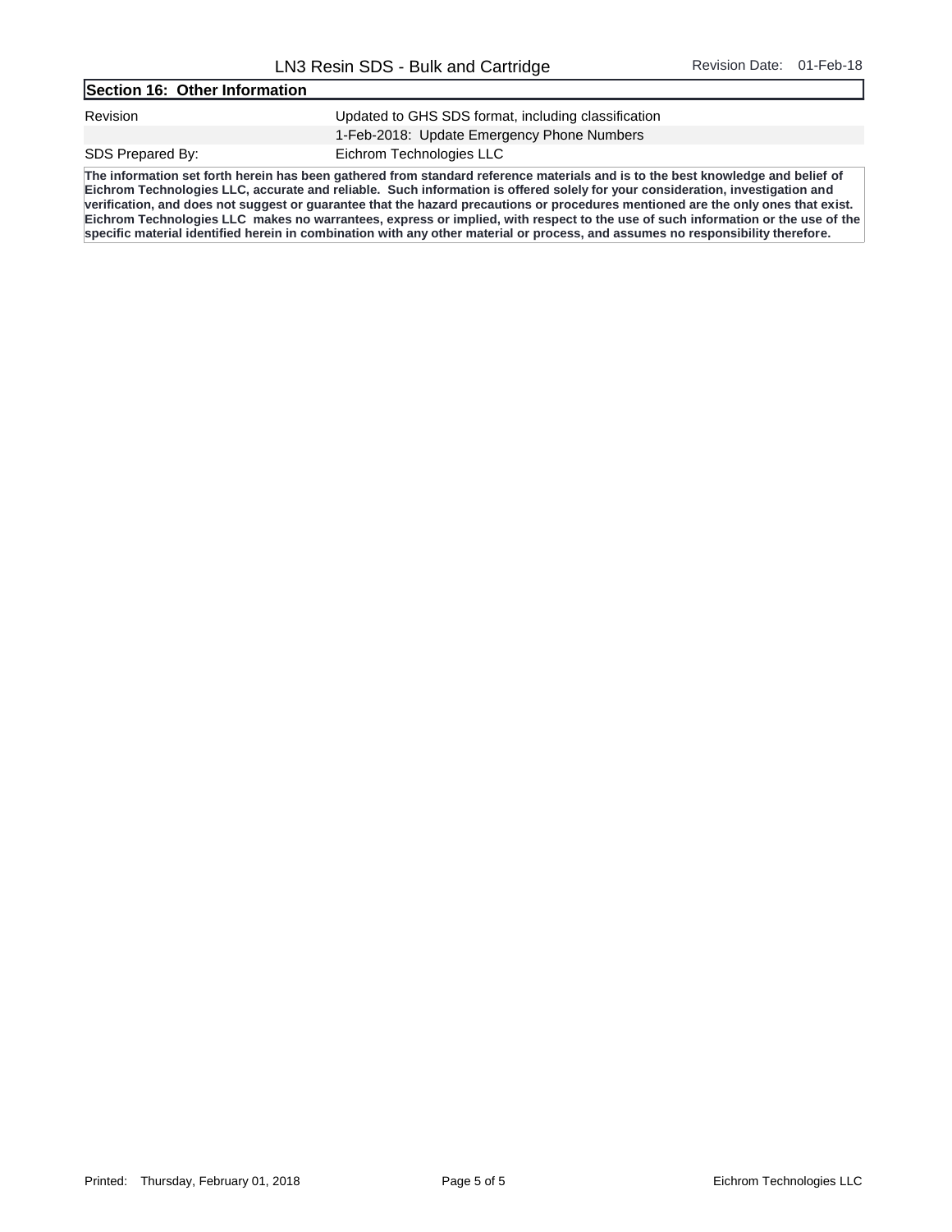## Section 16: Other Information

| | |
|---|---|
| Revision | Updated to GHS SDS format, including classification |
| | 1-Feb-2018: Update Emergency Phone Numbers |
| SDS Prepared By: | Eichrom Technologies LLC |

**The information set forth herein has been gathered from standard reference materials and is to the best knowledge and belief of Eichrom Technologies LLC, accurate and reliable. Such information is offered solely for your consideration, investigation and verification, and does not suggest or guarantee that the hazard precautions or procedures mentioned are the only ones that exist. Eichrom Technologies LLC makes no warrantees, express or implied, with respect to the use of such information or the use of the specific material identified herein in combination with any other material or process, and assumes no responsibility therefore.**